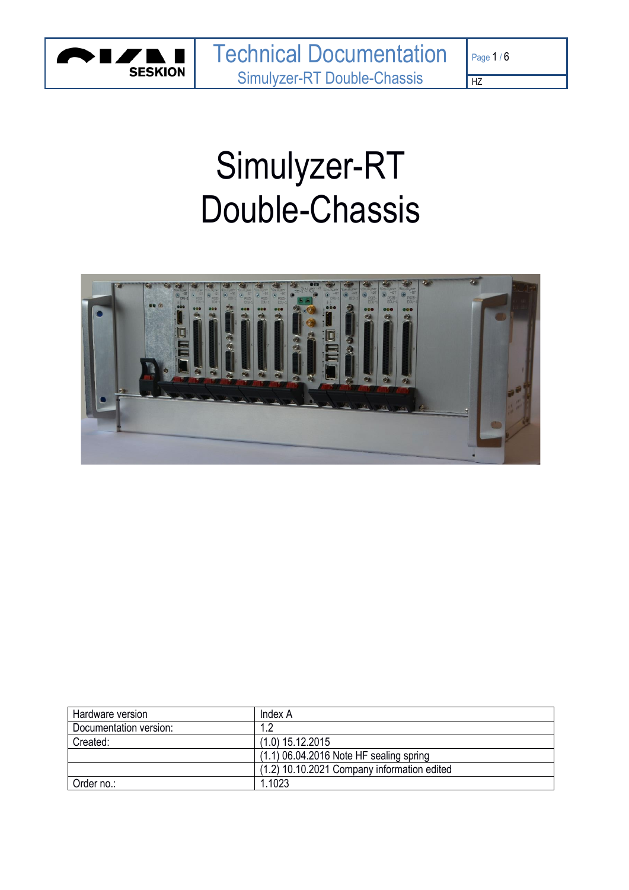# Simulyzer-RT Double-Chassis

| Hardware version | Index A |
| --- | --- |
| Documentation version: | 1.2 |
| Created: | (1.0) 15.12.2015 |
| | (1.1) 06.04.2016 Note HF sealing spring |
| | (1.2) 10.10.2021 Company information edited |
| Order no.: | 1.1023 |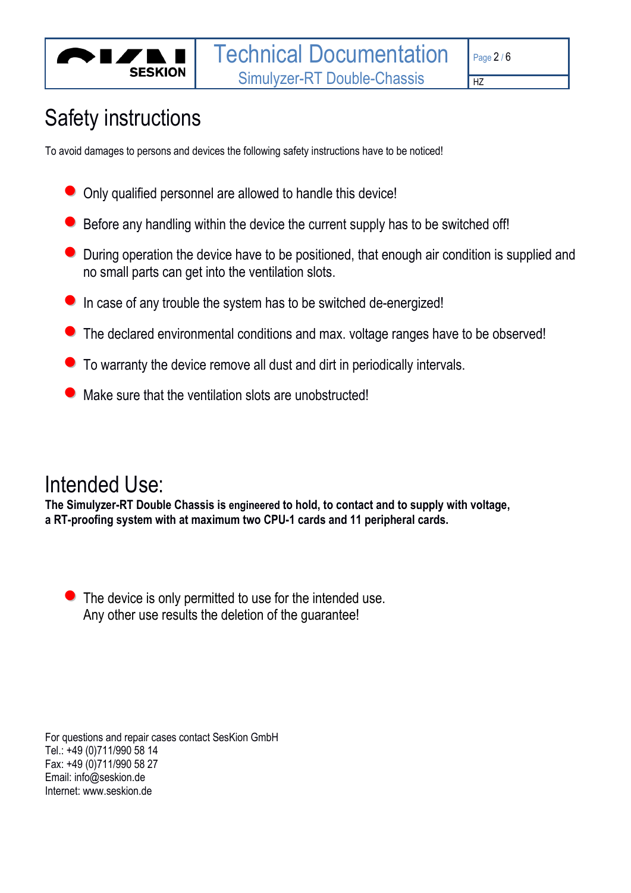# Safety instructions

To avoid damages to persons and devices the following safety instructions have to be noticed!

- Only qualified personnel are allowed to handle this device!
- Before any handling within the device the current supply has to be switched off!
- During operation the device have to be positioned, that enough air condition is supplied and no small parts can get into the ventilation slots.
- In case of any trouble the system has to be switched de-energized!
- The declared environmental conditions and max. voltage ranges have to be observed!
- To warranty the device remove all dust and dirt in periodically intervals.
- Make sure that the ventilation slots are unobstructed!

# Intended Use:

**The Simulyzer-RT Double Chassis is engineered to hold, to contact and to supply with voltage, a RT-proofing system with at maximum two CPU-1 cards and 11 peripheral cards.**

- The device is only permitted to use for the intended use.
  Any other use results the deletion of the guarantee!

For questions and repair cases contact SesKion GmbH
Tel.: +49 (0)711/990 58 14
Fax: +49 (0)711/990 58 27
Email: info@seskion.de
Internet: www.seskion.de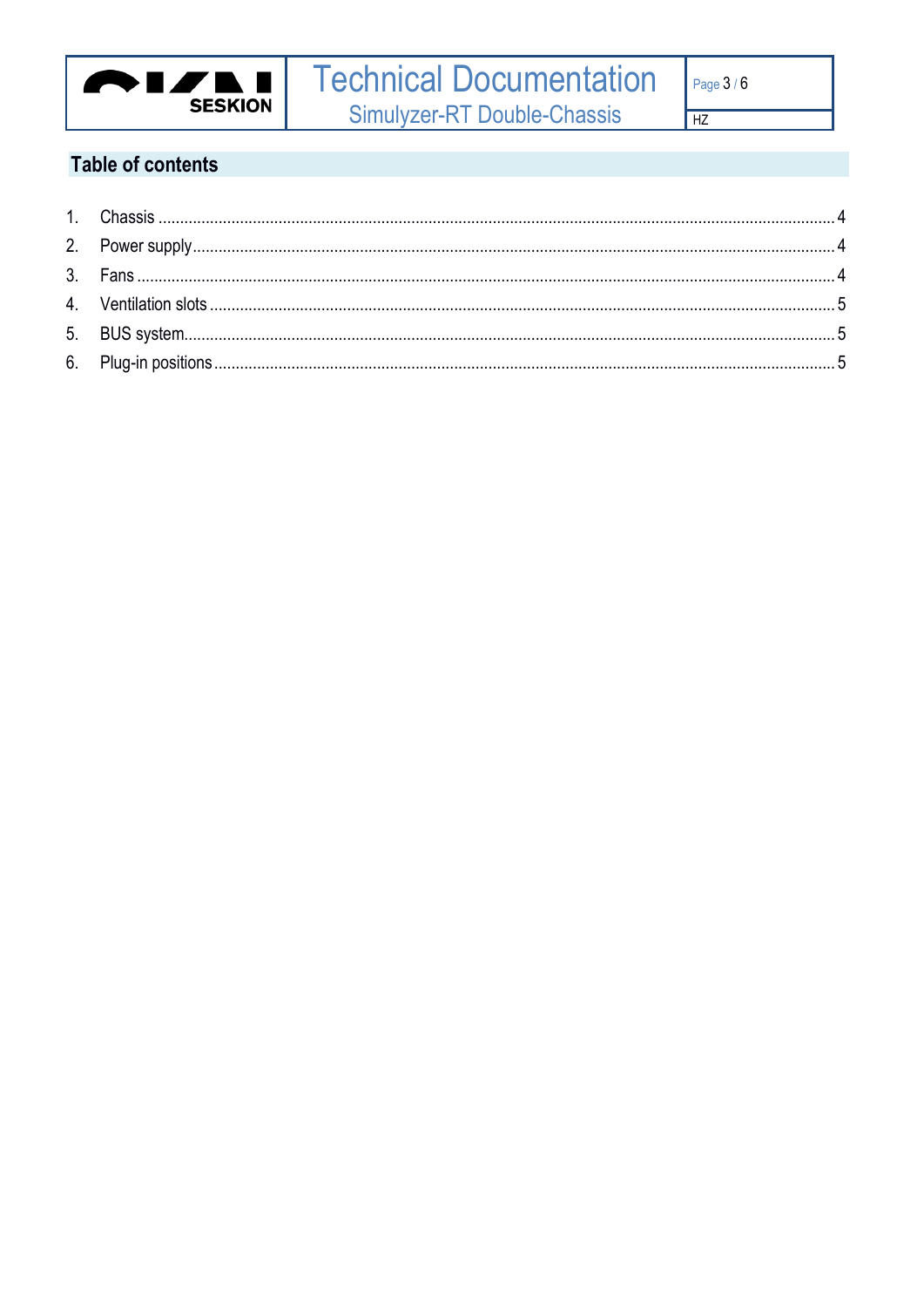## Table of contents

1. Chassis ........ 4
2. Power supply ........ 4
3. Fans ........ 4
4. Ventilation slots ........ 5
5. BUS system ........ 5
6. Plug-in positions ........ 5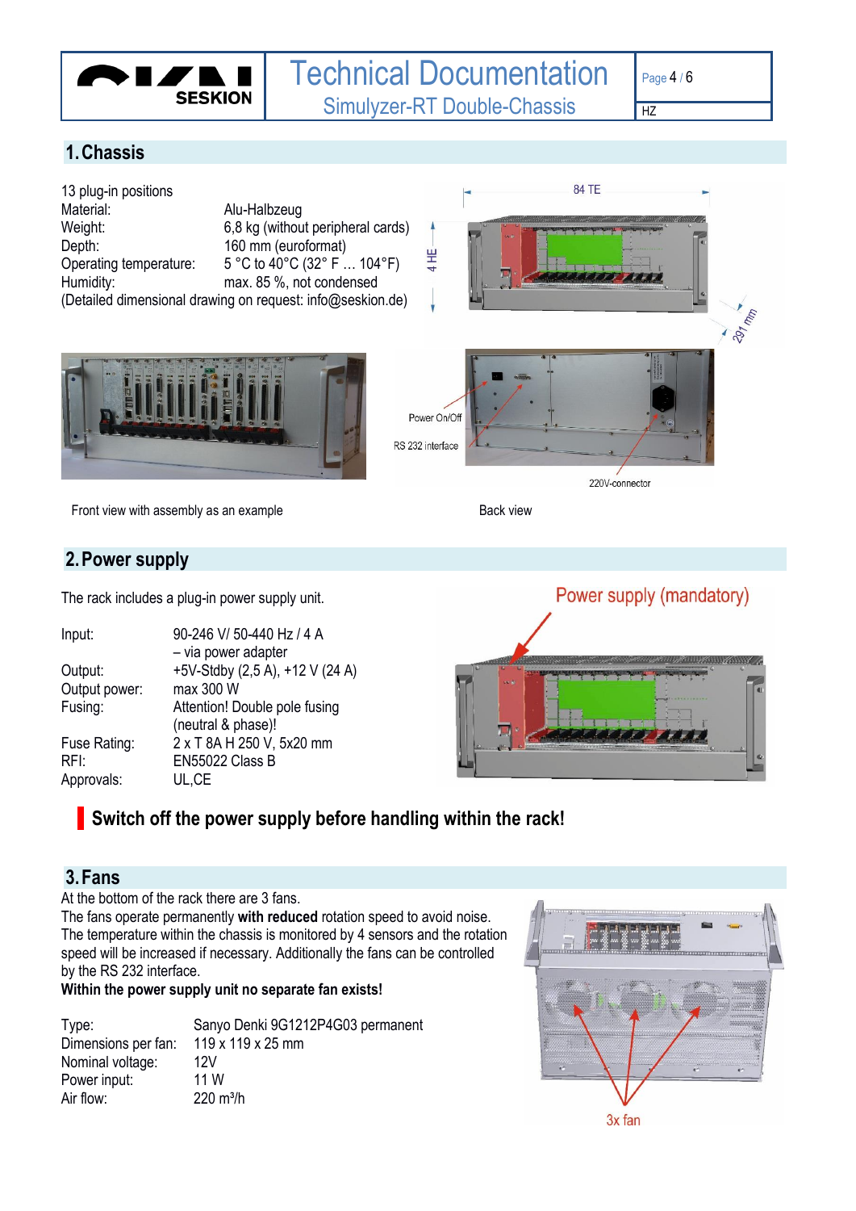## 1. Chassis

13 plug-in positions

| | |
|---|---|
| Material: | Alu-Halbzeug |
| Weight: | 6,8 kg (without peripheral cards) |
| Depth: | 160 mm (euroformat) |
| Operating temperature: | 5 °C to 40°C (32° F … 104°F) |
| Humidity: | max. 85 %, not condensed |

(Detailed dimensional drawing on request: info@seskion.de)

84 TE

4 HE

291 mm

Power On/Off

RS 232 interface

220V-connector

Front view with assembly as an example

Back view

## 2. Power supply

The rack includes a plug-in power supply unit.

| | |
|---|---|
| Input: | 90-246 V/ 50-440 Hz / 4 A – via power adapter |
| Output: | +5V-Stdby (2,5 A), +12 V (24 A) |
| Output power: | max 300 W |
| Fusing: | Attention! Double pole fusing (neutral & phase)! |
| Fuse Rating: | 2 x T 8A H 250 V, 5x20 mm |
| RFI: | EN55022 Class B |
| Approvals: | UL,CE |

Power supply (mandatory)

**Switch off the power supply before handling within the rack!**

## 3. Fans

At the bottom of the rack there are 3 fans.

The fans operate permanently **with reduced** rotation speed to avoid noise. The temperature within the chassis is monitored by 4 sensors and the rotation speed will be increased if necessary. Additionally the fans can be controlled by the RS 232 interface.

**Within the power supply unit no separate fan exists!**

| | |
|---|---|
| Type: | Sanyo Denki 9G1212P4G03 permanent |
| Dimensions per fan: | 119 x 119 x 25 mm |
| Nominal voltage: | 12V |
| Power input: | 11 W |
| Air flow: | 220 m³/h |

3x fan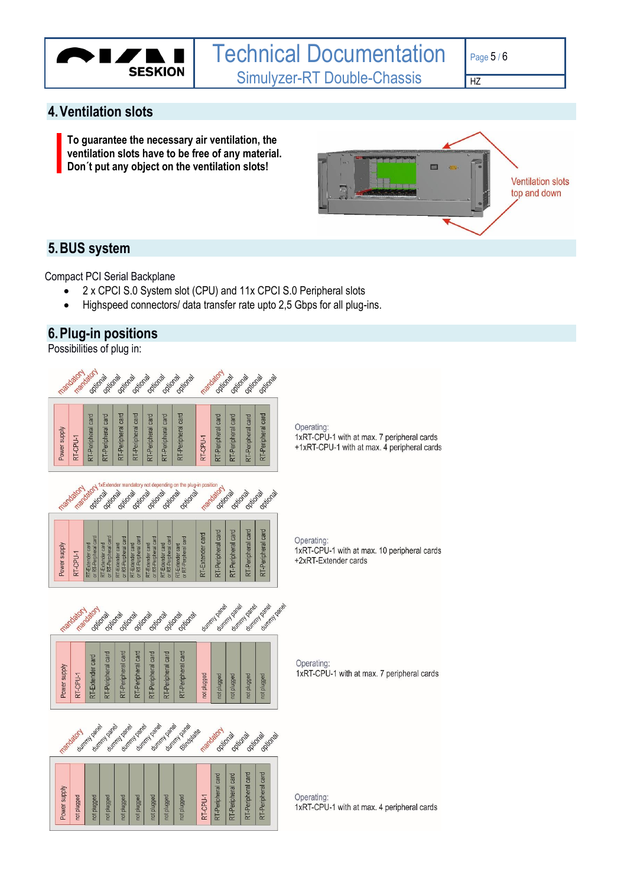## 4. Ventilation slots

**To guarantee the necessary air ventilation, the ventilation slots have to be free of any material. Don´t put any object on the ventilation slots!**

Ventilation slots top and down

## 5. BUS system

Compact PCI Serial Backplane

- 2 x CPCI S.0 System slot (CPU) and 11x CPCI S.0 Peripheral slots
- Highspeed connectors/ data transfer rate upto 2,5 Gbps for all plug-ins.

## 6. Plug-in positions

Possibilities of plug in:

| mandatory | mandatory | optional | optional | optional | optional | optional | optional | optional | mandatory | optional | optional | optional | optional |
|---|---|---|---|---|---|---|---|---|---|---|---|---|---|
| Power supply | RT-CPU-1 | RT-Peripheral card | RT-Peripheral card | RT-Peripheral card | RT-Peripheral card | RT-Peripheral card | RT-Peripheral card | RT-Peripheral card | RT-CPU-1 | RT-Peripheral card | RT-Peripheral card | RT-Peripheral card | RT-Peripheral card |

Operating:
1xRT-CPU-1 with at max. 7 peripheral cards
+1xRT-CPU-1 with at max. 4 peripheral cards

1xExtender mandatory not depending on the plug-in position

| mandatory | mandatory | optional | optional | optional | optional | optional | optional | optional | mandatory | optional | optional | optional | optional |
|---|---|---|---|---|---|---|---|---|---|---|---|---|---|
| Power supply | RT-CPU-1 | RT-Extender card or RT-Peripheral card | RT-Extender card or RT-Peripheral card | RT-Extender card or RT-Peripheral card | RT-Extender card or RT-Peripheral card | RT-Extender card or RT-Peripheral card | RT-Extender card or RT-Peripheral card | RT-Extender card or RT-Peripheral card | RT-Extender card | RT-Peripheral card | RT-Peripheral card | RT-Peripheral card | RT-Peripheral card |

Operating:
1xRT-CPU-1 with at max. 10 peripheral cards
+2xRT-Extender cards

| mandatory | mandatory | optional | optional | optional | optional | optional | optional | optional | dummy panel | dummy panel | dummy panel | dummy panel | dummy panel |
|---|---|---|---|---|---|---|---|---|---|---|---|---|---|
| Power supply | RT-CPU-1 | RT-Extender card | RT-Peripheral card | RT-Peripheral card | RT-Peripheral card | RT-Peripheral card | RT-Peripheral card | RT-Peripheral card | not plugged | not plugged | not plugged | not plugged | not plugged |

Operating:
1xRT-CPU-1 with at max. 7 peripheral cards

| mandatory | dummy panel | dummy panel | dummy panel | dummy panel | dummy panel | dummy panel | dummy panel | Blindplate | mandatory | optional | optional | optional | optional |
|---|---|---|---|---|---|---|---|---|---|---|---|---|---|
| Power supply | not plugged | not plugged | not plugged | not plugged | not plugged | not plugged | not plugged | | RT-CPU-1 | RT-Peripheral card | RT-Peripheral card | RT-Peripheral card | RT-Peripheral card |

Operating:
1xRT-CPU-1 with at max. 4 peripheral cards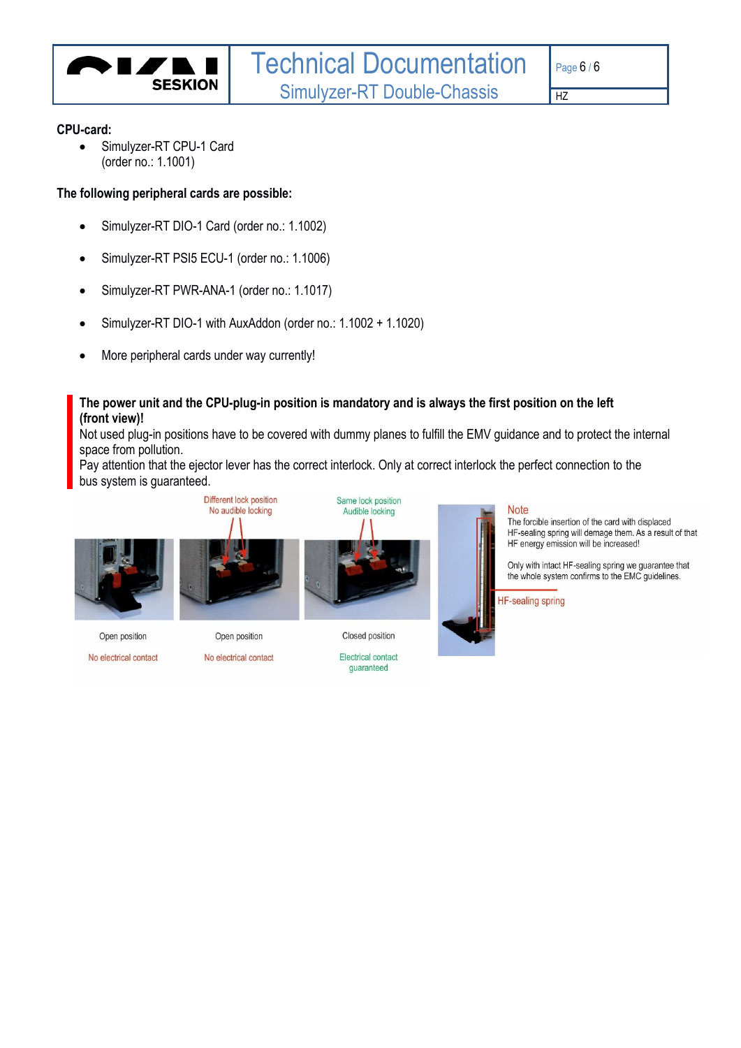**CPU-card:**

- Simulyzer-RT CPU-1 Card
  (order no.: 1.1001)

**The following peripheral cards are possible:**

- Simulyzer-RT DIO-1 Card (order no.: 1.1002)
- Simulyzer-RT PSI5 ECU-1 (order no.: 1.1006)
- Simulyzer-RT PWR-ANA-1 (order no.: 1.1017)
- Simulyzer-RT DIO-1 with AuxAddon (order no.: 1.1002 + 1.1020)
- More peripheral cards under way currently!

**The power unit and the CPU-plug-in position is mandatory and is always the first position on the left (front view)!**
Not used plug-in positions have to be covered with dummy planes to fulfill the EMV guidance and to protect the internal space from pollution.
Pay attention that the ejector lever has the correct interlock. Only at correct interlock the perfect connection to the bus system is guaranteed.

Different lock position
No audible locking

Same lock position
Audible locking

Open position
No electrical contact

Open position
No electrical contact

Closed position
Electrical contact guaranteed

Note
The forcible insertion of the card with displaced HF-sealing spring will damage them. As a result of that HF energy emission will be increased!

Only with intact HF-sealing spring we guarantee that the whole system confirms to the EMC guidelines.

HF-sealing spring